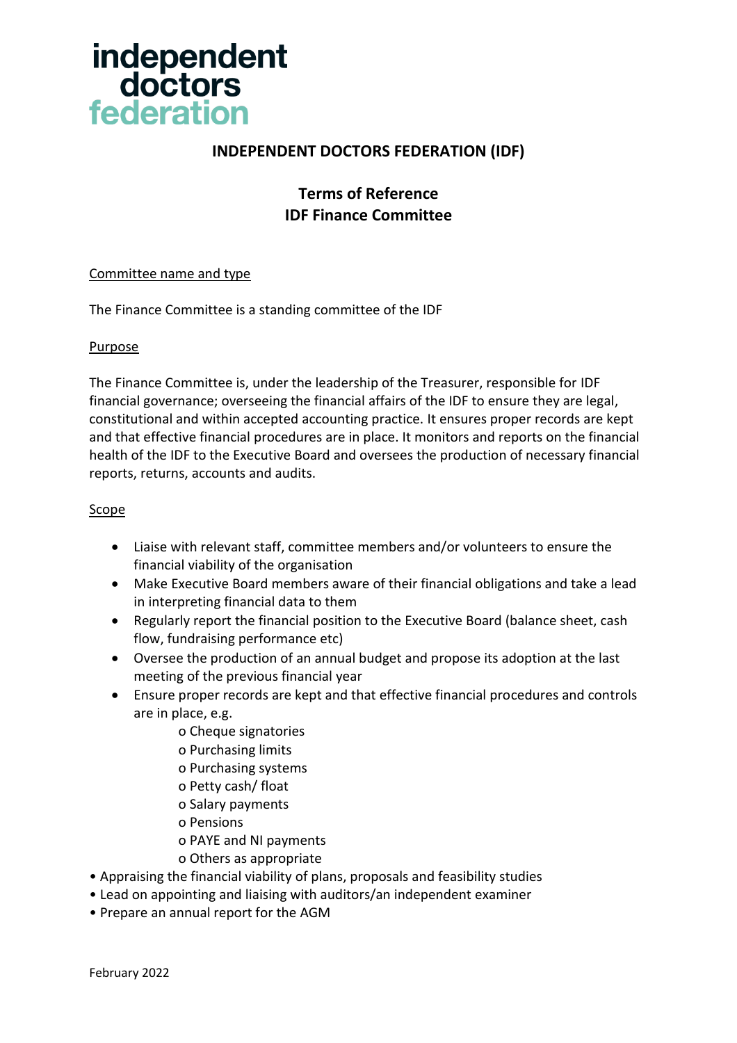**independent doctors federation**

# INDEPENDENT DOCTORS FEDERATION (IDF)

## Terms of Reference
## IDF Finance Committee

Committee name and type

The Finance Committee is a standing committee of the IDF

Purpose

The Finance Committee is, under the leadership of the Treasurer, responsible for IDF financial governance; overseeing the financial affairs of the IDF to ensure they are legal, constitutional and within accepted accounting practice. It ensures proper records are kept and that effective financial procedures are in place. It monitors and reports on the financial health of the IDF to the Executive Board and oversees the production of necessary financial reports, returns, accounts and audits.

Scope

- Liaise with relevant staff, committee members and/or volunteers to ensure the financial viability of the organisation
- Make Executive Board members aware of their financial obligations and take a lead in interpreting financial data to them
- Regularly report the financial position to the Executive Board (balance sheet, cash flow, fundraising performance etc)
- Oversee the production of an annual budget and propose its adoption at the last meeting of the previous financial year
- Ensure proper records are kept and that effective financial procedures and controls are in place, e.g.
    - Cheque signatories
    - Purchasing limits
    - Purchasing systems
    - Petty cash/ float
    - Salary payments
    - Pensions
    - PAYE and NI payments
    - Others as appropriate
- Appraising the financial viability of plans, proposals and feasibility studies
- Lead on appointing and liaising with auditors/an independent examiner
- Prepare an annual report for the AGM

February 2022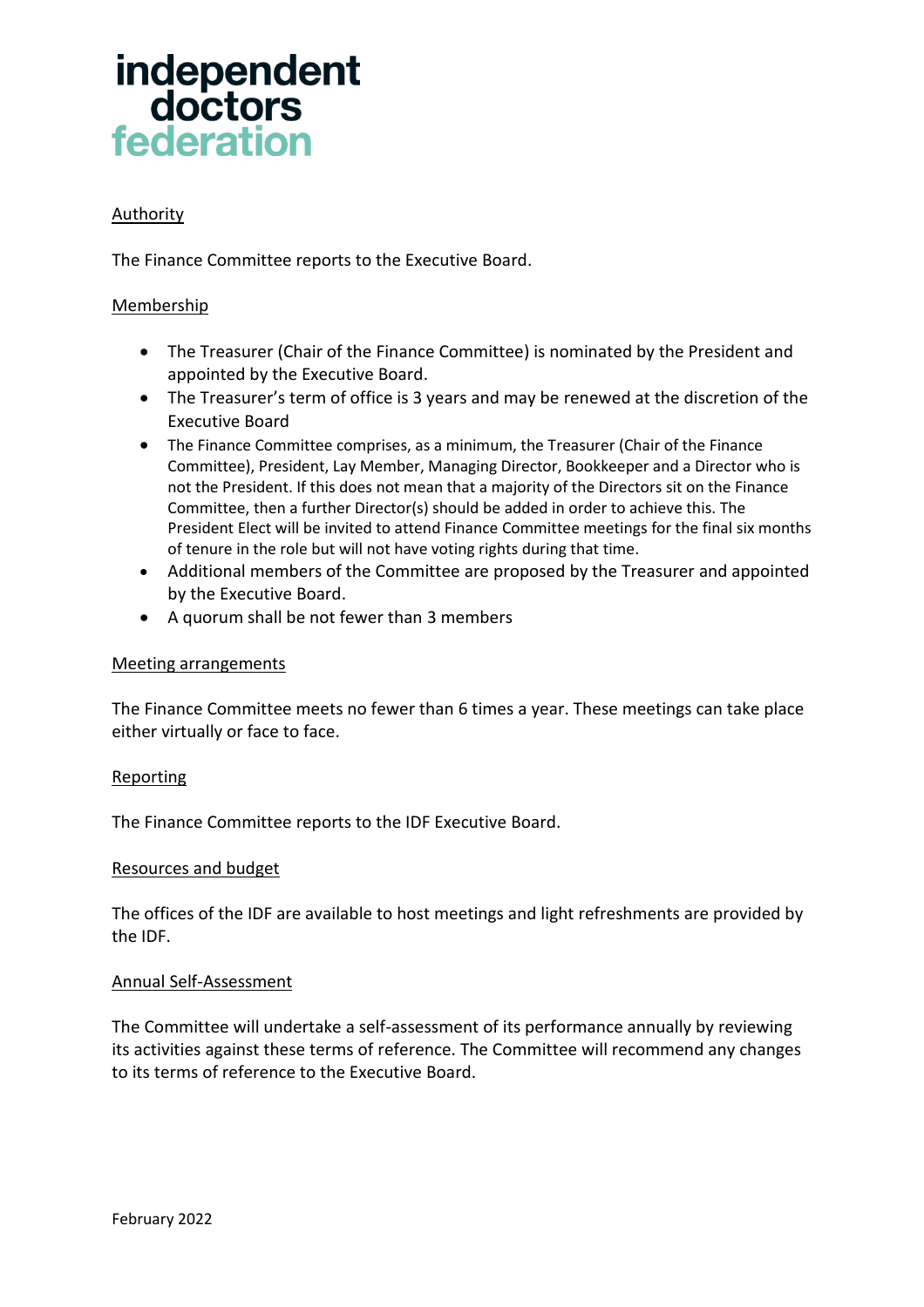independent doctors federation

## Authority

The Finance Committee reports to the Executive Board.

## Membership

- The Treasurer (Chair of the Finance Committee) is nominated by the President and appointed by the Executive Board.
- The Treasurer's term of office is 3 years and may be renewed at the discretion of the Executive Board
- The Finance Committee comprises, as a minimum, the Treasurer (Chair of the Finance Committee), President, Lay Member, Managing Director, Bookkeeper and a Director who is not the President. If this does not mean that a majority of the Directors sit on the Finance Committee, then a further Director(s) should be added in order to achieve this. The President Elect will be invited to attend Finance Committee meetings for the final six months of tenure in the role but will not have voting rights during that time.
- Additional members of the Committee are proposed by the Treasurer and appointed by the Executive Board.
- A quorum shall be not fewer than 3 members

## Meeting arrangements

The Finance Committee meets no fewer than 6 times a year. These meetings can take place either virtually or face to face.

## Reporting

The Finance Committee reports to the IDF Executive Board.

## Resources and budget

The offices of the IDF are available to host meetings and light refreshments are provided by the IDF.

## Annual Self-Assessment

The Committee will undertake a self-assessment of its performance annually by reviewing its activities against these terms of reference. The Committee will recommend any changes to its terms of reference to the Executive Board.

February 2022